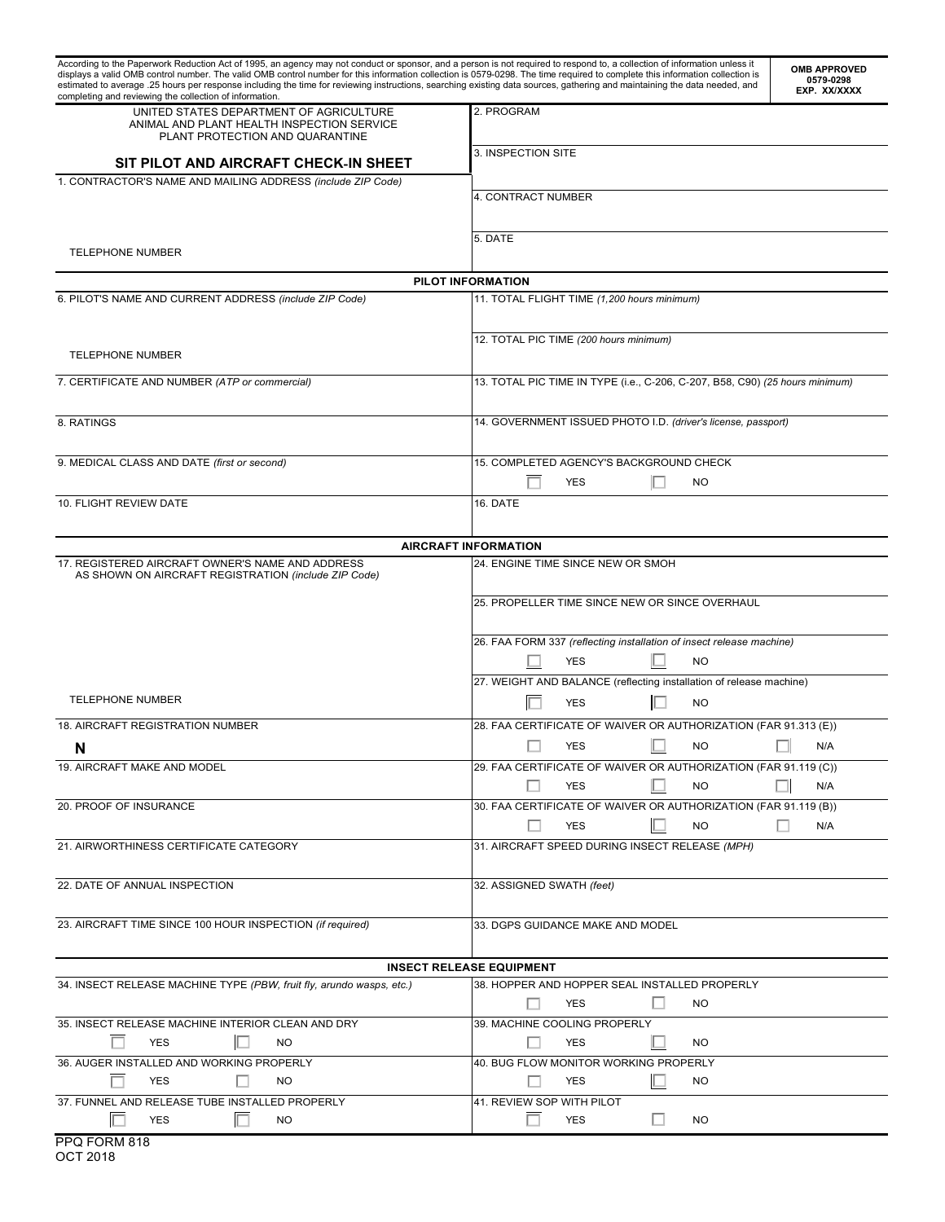According to the Paperwork Reduction Act of 1995, an agency may not conduct or sponsor, and a person is not required to respond to, a collection of information unless it displays a valid OMB control number. The valid OMB control number for this information collection is 0579-0298. The time required to complete this information collection is estimated to average .25 hours per response including the time for reviewing instructions, searching existing data sources, gathering and maintaining the data needed, and completing and reviewing the collection of information.

**OMB APPROVED 0579-0298 EXP. XX/XXXX**

UNITED STATES DEPARTMENT OF AGRICULTURE
ANIMAL AND PLANT HEALTH INSPECTION SERVICE
PLANT PROTECTION AND QUARANTINE

# SIT PILOT AND AIRCRAFT CHECK-IN SHEET

| | |
|---|---|
| 1. CONTRACTOR'S NAME AND MAILING ADDRESS *(include ZIP Code)* <br><br> TELEPHONE NUMBER | 2. PROGRAM <br> 3. INSPECTION SITE <br> 4. CONTRACT NUMBER <br> 5. DATE |

## PILOT INFORMATION

| | |
|---|---|
| 6. PILOT'S NAME AND CURRENT ADDRESS *(include ZIP Code)* <br><br> TELEPHONE NUMBER | 11. TOTAL FLIGHT TIME *(1,200 hours minimum)* <br> 12. TOTAL PIC TIME *(200 hours minimum)* |
| 7. CERTIFICATE AND NUMBER *(ATP or commercial)* | 13. TOTAL PIC TIME IN TYPE (i.e., C-206, C-207, B58, C90) *(25 hours minimum)* |
| 8. RATINGS | 14. GOVERNMENT ISSUED PHOTO I.D. *(driver's license, passport)* |
| 9. MEDICAL CLASS AND DATE *(first or second)* | 15. COMPLETED AGENCY'S BACKGROUND CHECK <br> ☐ YES ☐ NO |
| 10. FLIGHT REVIEW DATE | 16. DATE |

## AIRCRAFT INFORMATION

| | |
|---|---|
| 17. REGISTERED AIRCRAFT OWNER'S NAME AND ADDRESS AS SHOWN ON AIRCRAFT REGISTRATION *(include ZIP Code)* <br><br> TELEPHONE NUMBER | 24. ENGINE TIME SINCE NEW OR SMOH <br> 25. PROPELLER TIME SINCE NEW OR SINCE OVERHAUL <br> 26. FAA FORM 337 *(reflecting installation of insect release machine)* <br> ☐ YES ☐ NO <br> 27. WEIGHT AND BALANCE (reflecting installation of release machine) <br> ☐ YES ☐ NO |
| 18. AIRCRAFT REGISTRATION NUMBER <br> **N** | 28. FAA CERTIFICATE OF WAIVER OR AUTHORIZATION (FAR 91.313 (E)) <br> ☐ YES ☐ NO ☐ N/A |
| 19. AIRCRAFT MAKE AND MODEL | 29. FAA CERTIFICATE OF WAIVER OR AUTHORIZATION (FAR 91.119 (C)) <br> ☐ YES ☐ NO ☐ N/A |
| 20. PROOF OF INSURANCE | 30. FAA CERTIFICATE OF WAIVER OR AUTHORIZATION (FAR 91.119 (B)) <br> ☐ YES ☐ NO ☐ N/A |
| 21. AIRWORTHINESS CERTIFICATE CATEGORY | 31. AIRCRAFT SPEED DURING INSECT RELEASE *(MPH)* |
| 22. DATE OF ANNUAL INSPECTION | 32. ASSIGNED SWATH *(feet)* |
| 23. AIRCRAFT TIME SINCE 100 HOUR INSPECTION *(if required)* | 33. DGPS GUIDANCE MAKE AND MODEL |

## INSECT RELEASE EQUIPMENT

| | |
|---|---|
| 34. INSECT RELEASE MACHINE TYPE *(PBW, fruit fly, arundo wasps, etc.)* | 38. HOPPER AND HOPPER SEAL INSTALLED PROPERLY <br> ☐ YES ☐ NO |
| 35. INSECT RELEASE MACHINE INTERIOR CLEAN AND DRY <br> ☐ YES ☐ NO | 39. MACHINE COOLING PROPERLY <br> ☐ YES ☐ NO |
| 36. AUGER INSTALLED AND WORKING PROPERLY <br> ☐ YES ☐ NO | 40. BUG FLOW MONITOR WORKING PROPERLY <br> ☐ YES ☐ NO |
| 37. FUNNEL AND RELEASE TUBE INSTALLED PROPERLY <br> ☐ YES ☐ NO | 41. REVIEW SOP WITH PILOT <br> ☐ YES ☐ NO |

PPQ FORM 818
OCT 2018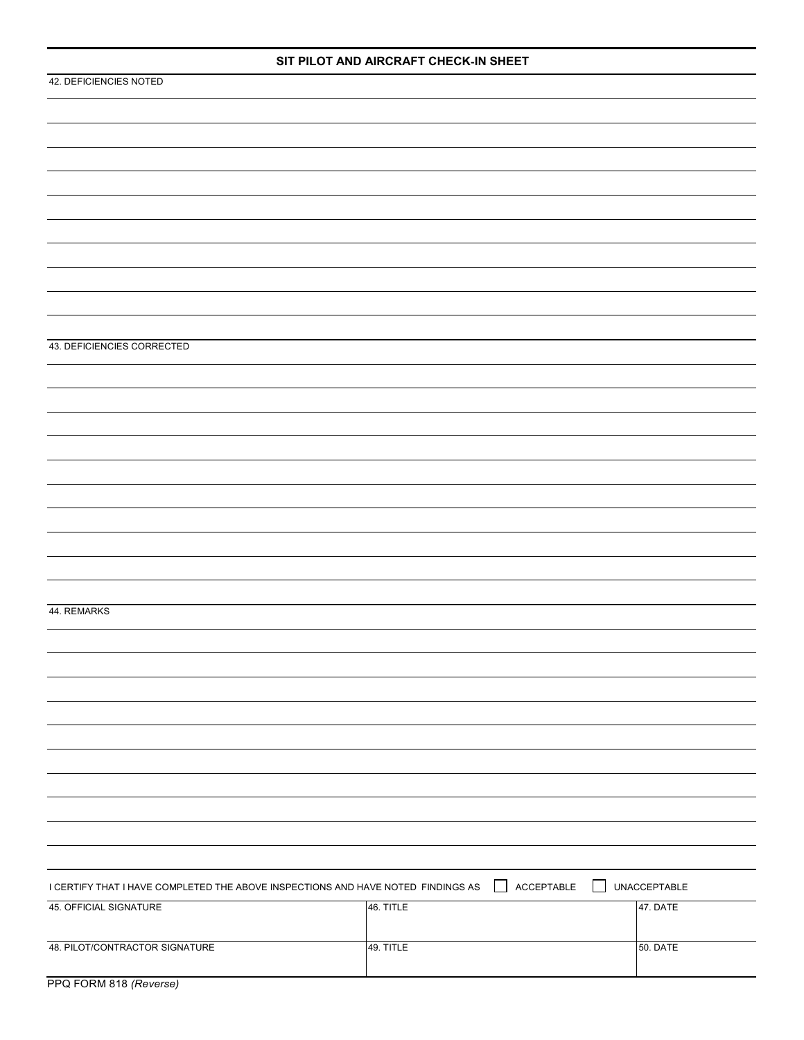## SIT PILOT AND AIRCRAFT CHECK-IN SHEET

42. DEFICIENCIES NOTED

43. DEFICIENCIES CORRECTED

44. REMARKS

I CERTIFY THAT I HAVE COMPLETED THE ABOVE INSPECTIONS AND HAVE NOTED FINDINGS AS ☐ ACCEPTABLE ☐ UNACCEPTABLE

| 45. OFFICIAL SIGNATURE | 46. TITLE | 47. DATE |
|---|---|---|
| 48. PILOT/CONTRACTOR SIGNATURE | 49. TITLE | 50. DATE |

PPQ FORM 818 *(Reverse)*